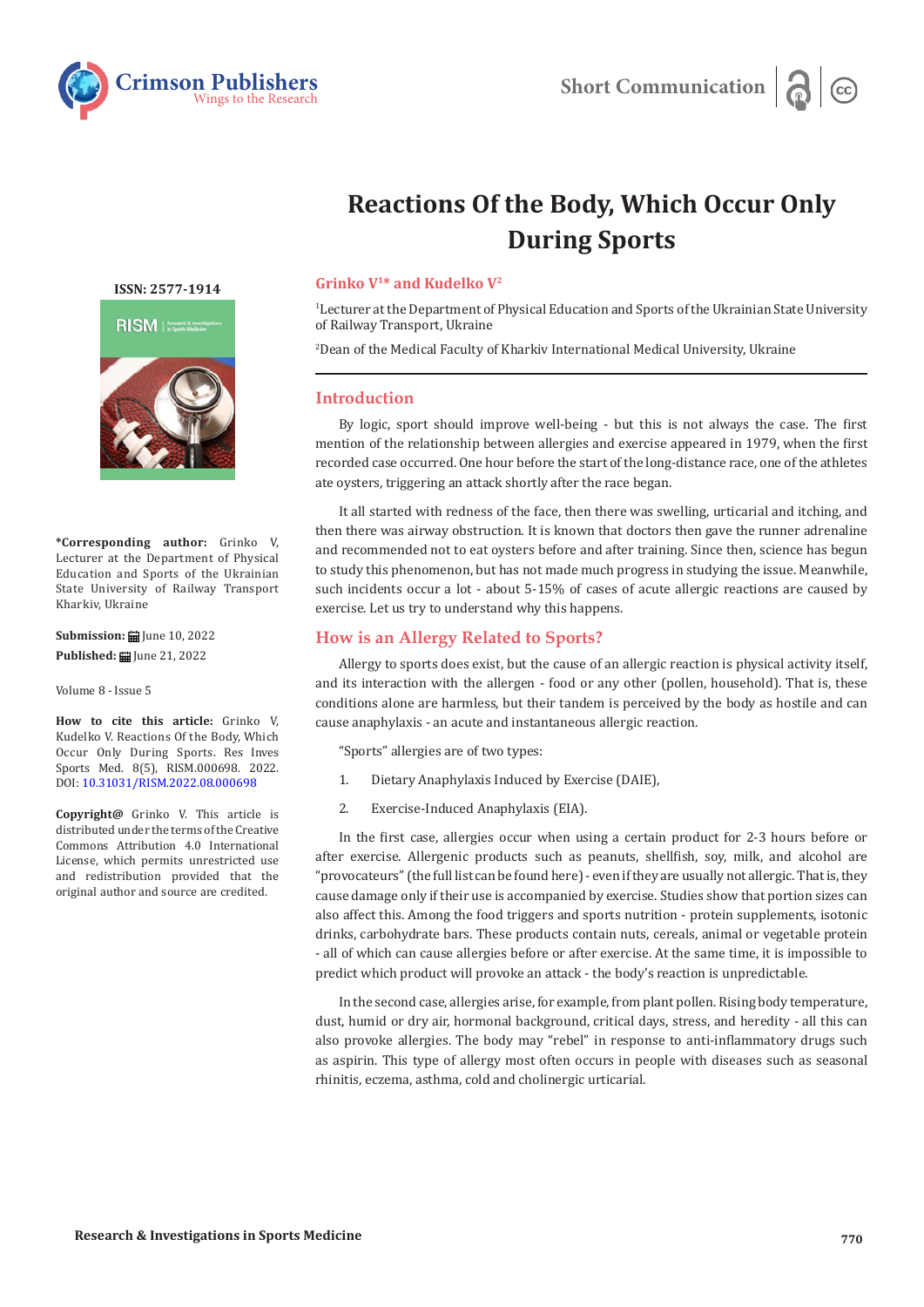Short Communication

# Reactions Of the Body, Which Occur Only During Sports

**Grinko V[1]* and Kudelko V[2]**

[1]Lecturer at the Department of Physical Education and Sports of the Ukrainian State University of Railway Transport, Ukraine

[2]Dean of the Medical Faculty of Kharkiv International Medical University, Ukraine

ISSN: 2577-1914

**\*Corresponding author:** Grinko V, Lecturer at the Department of Physical Education and Sports of the Ukrainian State University of Railway Transport Kharkiv, Ukraine

**Submission:** June 10, 2022
**Published:** June 21, 2022

Volume 8 - Issue 5

**How to cite this article:** Grinko V, Kudelko V. Reactions Of the Body, Which Occur Only During Sports. Res Inves Sports Med. 8(5), RISM.000698. 2022. DOI: 10.31031/RISM.2022.08.000698

**Copyright@** Grinko V. This article is distributed under the terms of the Creative Commons Attribution 4.0 International License, which permits unrestricted use and redistribution provided that the original author and source are credited.

## Introduction

By logic, sport should improve well-being - but this is not always the case. The first mention of the relationship between allergies and exercise appeared in 1979, when the first recorded case occurred. One hour before the start of the long-distance race, one of the athletes ate oysters, triggering an attack shortly after the race began.

It all started with redness of the face, then there was swelling, urticarial and itching, and then there was airway obstruction. It is known that doctors then gave the runner adrenaline and recommended not to eat oysters before and after training. Since then, science has begun to study this phenomenon, but has not made much progress in studying the issue. Meanwhile, such incidents occur a lot - about 5-15% of cases of acute allergic reactions are caused by exercise. Let us try to understand why this happens.

## How is an Allergy Related to Sports?

Allergy to sports does exist, but the cause of an allergic reaction is physical activity itself, and its interaction with the allergen - food or any other (pollen, household). That is, these conditions alone are harmless, but their tandem is perceived by the body as hostile and can cause anaphylaxis - an acute and instantaneous allergic reaction.

"Sports" allergies are of two types:

1. Dietary Anaphylaxis Induced by Exercise (DAIE),
2. Exercise-Induced Anaphylaxis (EIA).

In the first case, allergies occur when using a certain product for 2-3 hours before or after exercise. Allergenic products such as peanuts, shellfish, soy, milk, and alcohol are "provocateurs" (the full list can be found here) - even if they are usually not allergic. That is, they cause damage only if their use is accompanied by exercise. Studies show that portion sizes can also affect this. Among the food triggers and sports nutrition - protein supplements, isotonic drinks, carbohydrate bars. These products contain nuts, cereals, animal or vegetable protein - all of which can cause allergies before or after exercise. At the same time, it is impossible to predict which product will provoke an attack - the body's reaction is unpredictable.

In the second case, allergies arise, for example, from plant pollen. Rising body temperature, dust, humid or dry air, hormonal background, critical days, stress, and heredity - all this can also provoke allergies. The body may "rebel" in response to anti-inflammatory drugs such as aspirin. This type of allergy most often occurs in people with diseases such as seasonal rhinitis, eczema, asthma, cold and cholinergic urticarial.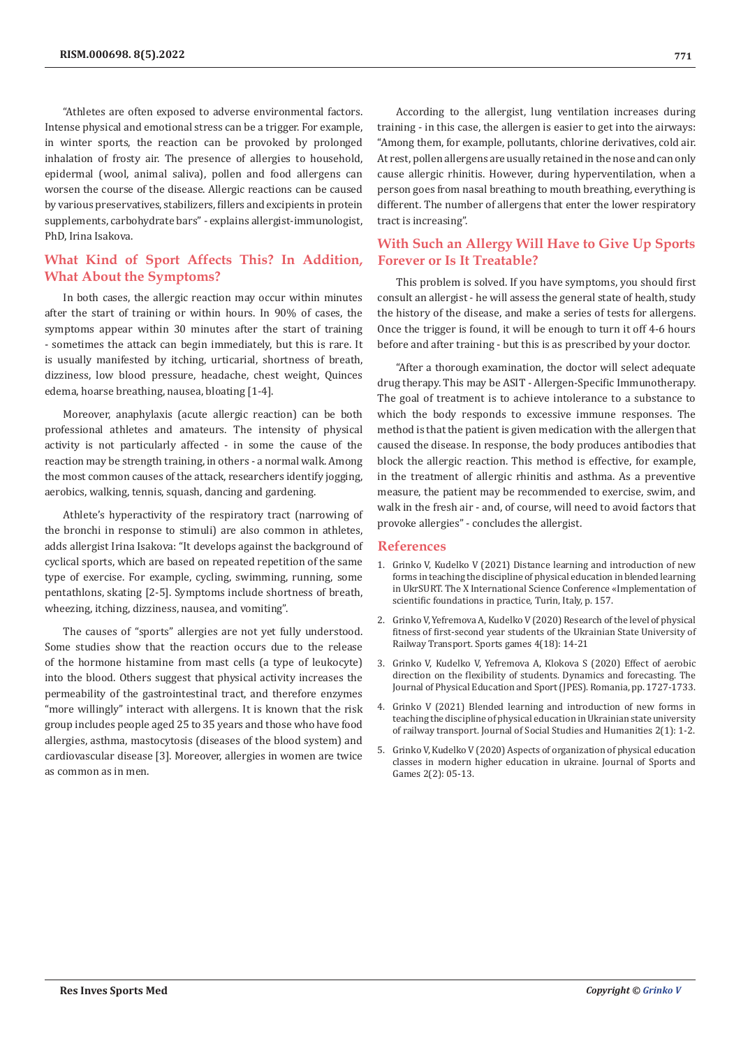"Athletes are often exposed to adverse environmental factors. Intense physical and emotional stress can be a trigger. For example, in winter sports, the reaction can be provoked by prolonged inhalation of frosty air. The presence of allergies to household, epidermal (wool, animal saliva), pollen and food allergens can worsen the course of the disease. Allergic reactions can be caused by various preservatives, stabilizers, fillers and excipients in protein supplements, carbohydrate bars" - explains allergist-immunologist, PhD, Irina Isakova.

## What Kind of Sport Affects This? In Addition, What About the Symptoms?

In both cases, the allergic reaction may occur within minutes after the start of training or within hours. In 90% of cases, the symptoms appear within 30 minutes after the start of training - sometimes the attack can begin immediately, but this is rare. It is usually manifested by itching, urticarial, shortness of breath, dizziness, low blood pressure, headache, chest weight, Quinces edema, hoarse breathing, nausea, bloating [1-4].

Moreover, anaphylaxis (acute allergic reaction) can be both professional athletes and amateurs. The intensity of physical activity is not particularly affected - in some the cause of the reaction may be strength training, in others - a normal walk. Among the most common causes of the attack, researchers identify jogging, aerobics, walking, tennis, squash, dancing and gardening.

Athlete's hyperactivity of the respiratory tract (narrowing of the bronchi in response to stimuli) are also common in athletes, adds allergist Irina Isakova: "It develops against the background of cyclical sports, which are based on repeated repetition of the same type of exercise. For example, cycling, swimming, running, some pentathlons, skating [2-5]. Symptoms include shortness of breath, wheezing, itching, dizziness, nausea, and vomiting".

The causes of "sports" allergies are not yet fully understood. Some studies show that the reaction occurs due to the release of the hormone histamine from mast cells (a type of leukocyte) into the blood. Others suggest that physical activity increases the permeability of the gastrointestinal tract, and therefore enzymes "more willingly" interact with allergens. It is known that the risk group includes people aged 25 to 35 years and those who have food allergies, asthma, mastocytosis (diseases of the blood system) and cardiovascular disease [3]. Moreover, allergies in women are twice as common as in men.

According to the allergist, lung ventilation increases during training - in this case, the allergen is easier to get into the airways: "Among them, for example, pollutants, chlorine derivatives, cold air. At rest, pollen allergens are usually retained in the nose and can only cause allergic rhinitis. However, during hyperventilation, when a person goes from nasal breathing to mouth breathing, everything is different. The number of allergens that enter the lower respiratory tract is increasing".

## With Such an Allergy Will Have to Give Up Sports Forever or Is It Treatable?

This problem is solved. If you have symptoms, you should first consult an allergist - he will assess the general state of health, study the history of the disease, and make a series of tests for allergens. Once the trigger is found, it will be enough to turn it off 4-6 hours before and after training - but this is as prescribed by your doctor.

"After a thorough examination, the doctor will select adequate drug therapy. This may be ASIT - Allergen-Specific Immunotherapy. The goal of treatment is to achieve intolerance to a substance to which the body responds to excessive immune responses. The method is that the patient is given medication with the allergen that caused the disease. In response, the body produces antibodies that block the allergic reaction. This method is effective, for example, in the treatment of allergic rhinitis and asthma. As a preventive measure, the patient may be recommended to exercise, swim, and walk in the fresh air - and, of course, will need to avoid factors that provoke allergies" - concludes the allergist.

## References

1. Grinko V, Kudelko V (2021) Distance learning and introduction of new forms in teaching the discipline of physical education in blended learning in UkrSURT. The X International Science Conference «Implementation of scientific foundations in practice, Turin, Italy, p. 157.
2. Grinko V, Yefremova A, Kudelko V (2020) Research of the level of physical fitness of first-second year students of the Ukrainian State University of Railway Transport. Sports games 4(18): 14-21
3. Grinko V, Kudelko V, Yefremova A, Klokova S (2020) Effect of aerobic direction on the flexibility of students. Dynamics and forecasting. The Journal of Physical Education and Sport (JPES). Romania, pp. 1727-1733.
4. Grinko V (2021) Blended learning and introduction of new forms in teaching the discipline of physical education in Ukrainian state university of railway transport. Journal of Social Studies and Humanities 2(1): 1-2.
5. Grinko V, Kudelko V (2020) Aspects of organization of physical education classes in modern higher education in ukraine. Journal of Sports and Games 2(2): 05-13.